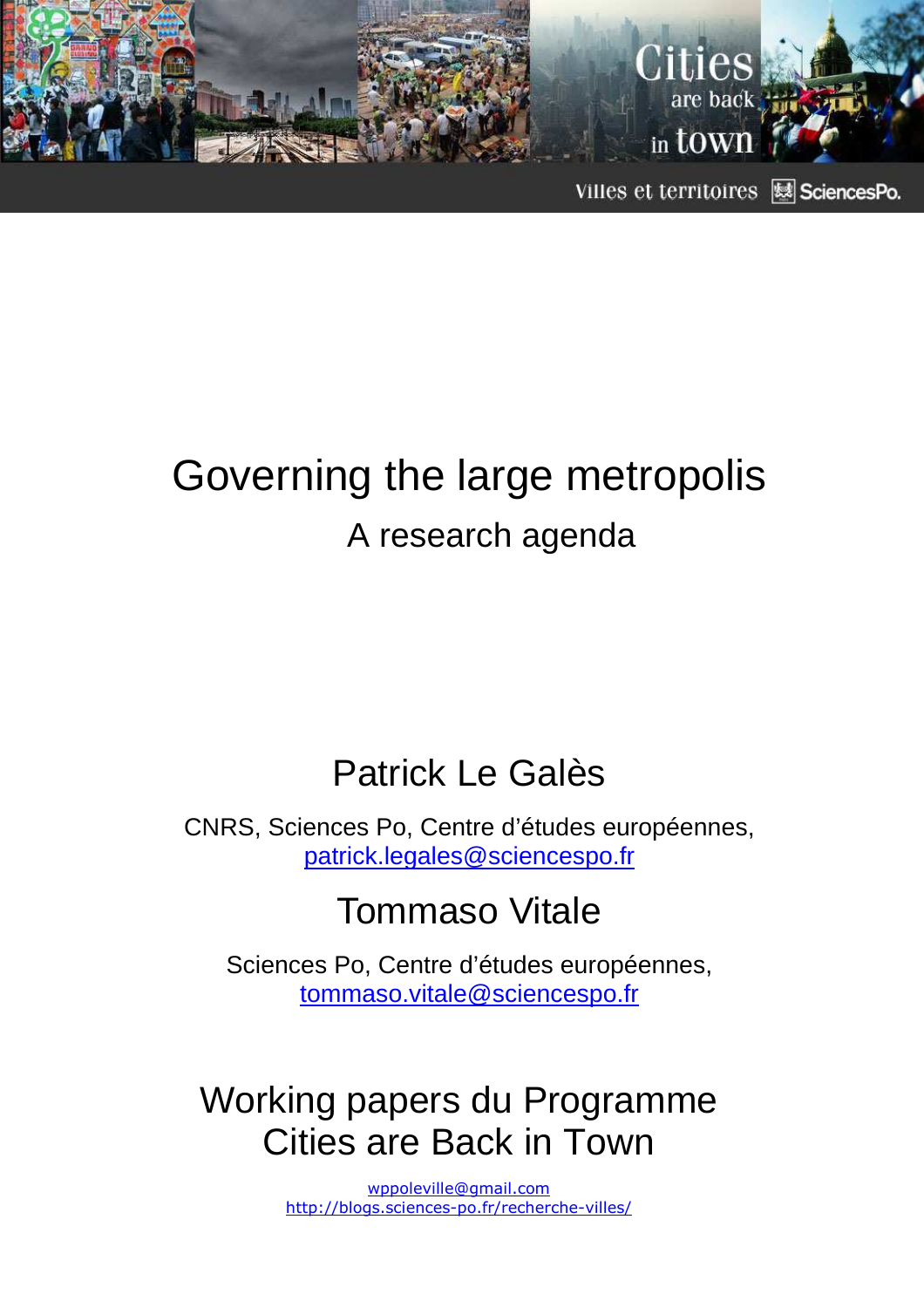# Governing the large metropolis

## A research agenda

### Patrick Le Galès

CNRS, Sciences Po, Centre d'études européennes,
patrick.legales@sciencespo.fr

### Tommaso Vitale

Sciences Po, Centre d'études européennes,
tommaso.vitale@sciencespo.fr

## Working papers du Programme Cities are Back in Town

wppoleville@gmail.com
http://blogs.sciences-po.fr/recherche-villes/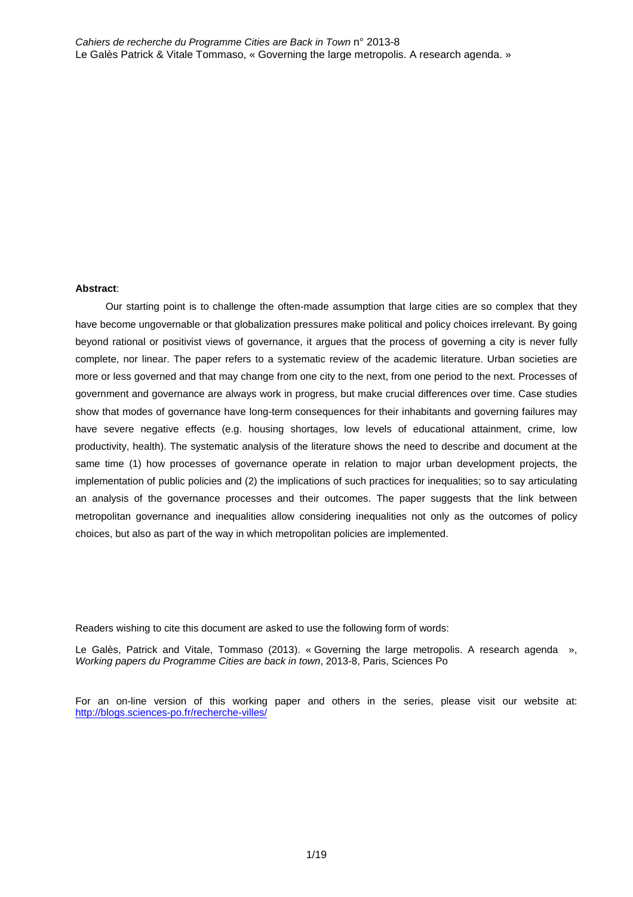**Abstract**:

Our starting point is to challenge the often-made assumption that large cities are so complex that they have become ungovernable or that globalization pressures make political and policy choices irrelevant. By going beyond rational or positivist views of governance, it argues that the process of governing a city is never fully complete, nor linear. The paper refers to a systematic review of the academic literature. Urban societies are more or less governed and that may change from one city to the next, from one period to the next. Processes of government and governance are always work in progress, but make crucial differences over time. Case studies show that modes of governance have long-term consequences for their inhabitants and governing failures may have severe negative effects (e.g. housing shortages, low levels of educational attainment, crime, low productivity, health). The systematic analysis of the literature shows the need to describe and document at the same time (1) how processes of governance operate in relation to major urban development projects, the implementation of public policies and (2) the implications of such practices for inequalities; so to say articulating an analysis of the governance processes and their outcomes. The paper suggests that the link between metropolitan governance and inequalities allow considering inequalities not only as the outcomes of policy choices, but also as part of the way in which metropolitan policies are implemented.

Readers wishing to cite this document are asked to use the following form of words:

Le Galès, Patrick and Vitale, Tommaso (2013). « Governing the large metropolis. A research agenda », *Working papers du Programme Cities are back in town*, 2013-8, Paris, Sciences Po

For an on-line version of this working paper and others in the series, please visit our website at: http://blogs.sciences-po.fr/recherche-villes/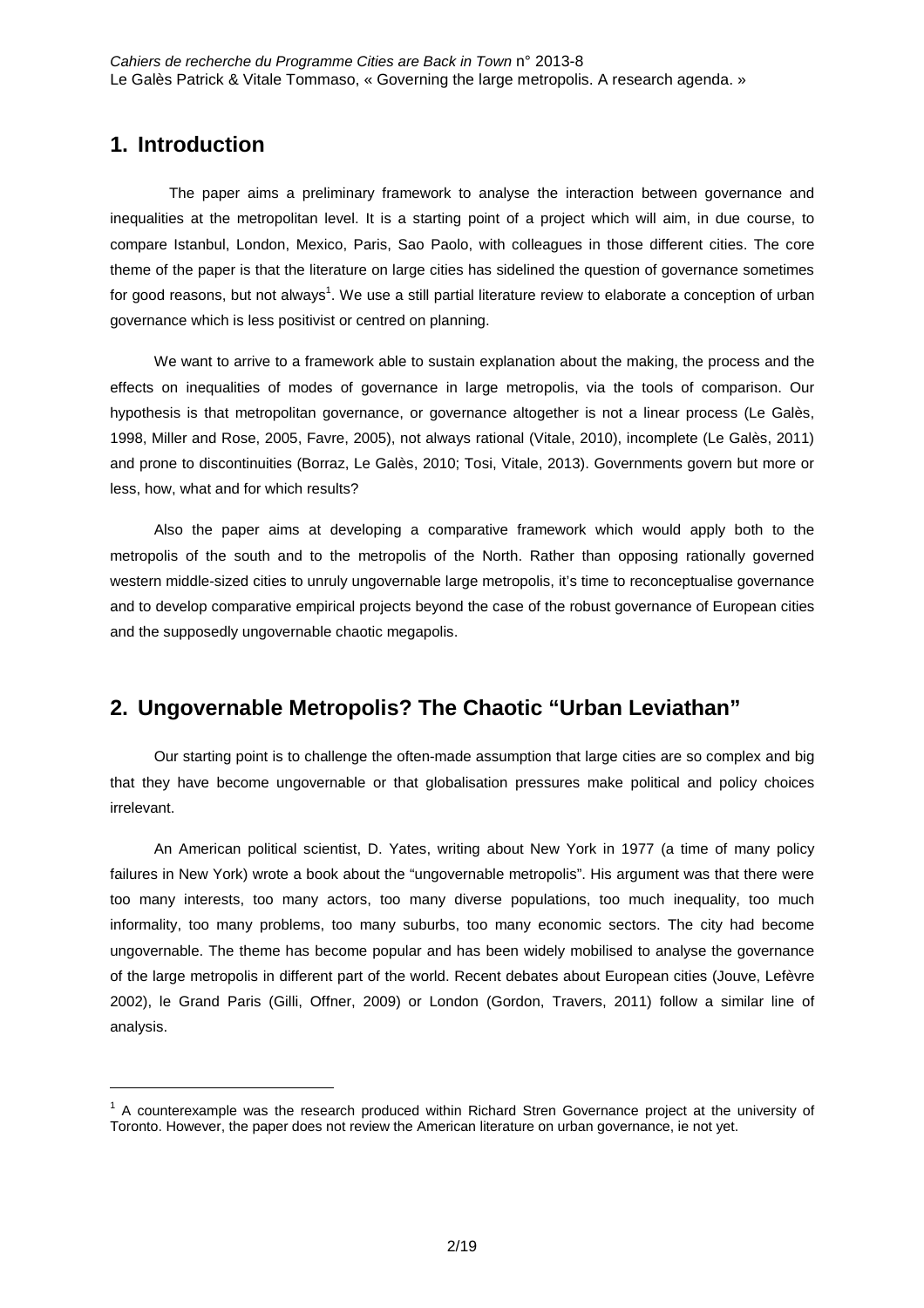## 1. Introduction

The paper aims a preliminary framework to analyse the interaction between governance and inequalities at the metropolitan level. It is a starting point of a project which will aim, in due course, to compare Istanbul, London, Mexico, Paris, Sao Paolo, with colleagues in those different cities. The core theme of the paper is that the literature on large cities has sidelined the question of governance sometimes for good reasons, but not always[1]. We use a still partial literature review to elaborate a conception of urban governance which is less positivist or centred on planning.

We want to arrive to a framework able to sustain explanation about the making, the process and the effects on inequalities of modes of governance in large metropolis, via the tools of comparison. Our hypothesis is that metropolitan governance, or governance altogether is not a linear process (Le Galès, 1998, Miller and Rose, 2005, Favre, 2005), not always rational (Vitale, 2010), incomplete (Le Galès, 2011) and prone to discontinuities (Borraz, Le Galès, 2010; Tosi, Vitale, 2013). Governments govern but more or less, how, what and for which results?

Also the paper aims at developing a comparative framework which would apply both to the metropolis of the south and to the metropolis of the North. Rather than opposing rationally governed western middle-sized cities to unruly ungovernable large metropolis, it's time to reconceptualise governance and to develop comparative empirical projects beyond the case of the robust governance of European cities and the supposedly ungovernable chaotic megapolis.

## 2. Ungovernable Metropolis? The Chaotic "Urban Leviathan"

Our starting point is to challenge the often-made assumption that large cities are so complex and big that they have become ungovernable or that globalisation pressures make political and policy choices irrelevant.

An American political scientist, D. Yates, writing about New York in 1977 (a time of many policy failures in New York) wrote a book about the "ungovernable metropolis". His argument was that there were too many interests, too many actors, too many diverse populations, too much inequality, too much informality, too many problems, too many suburbs, too many economic sectors. The city had become ungovernable. The theme has become popular and has been widely mobilised to analyse the governance of the large metropolis in different part of the world. Recent debates about European cities (Jouve, Lefèvre 2002), le Grand Paris (Gilli, Offner, 2009) or London (Gordon, Travers, 2011) follow a similar line of analysis.

[1] A counterexample was the research produced within Richard Stren Governance project at the university of Toronto. However, the paper does not review the American literature on urban governance, ie not yet.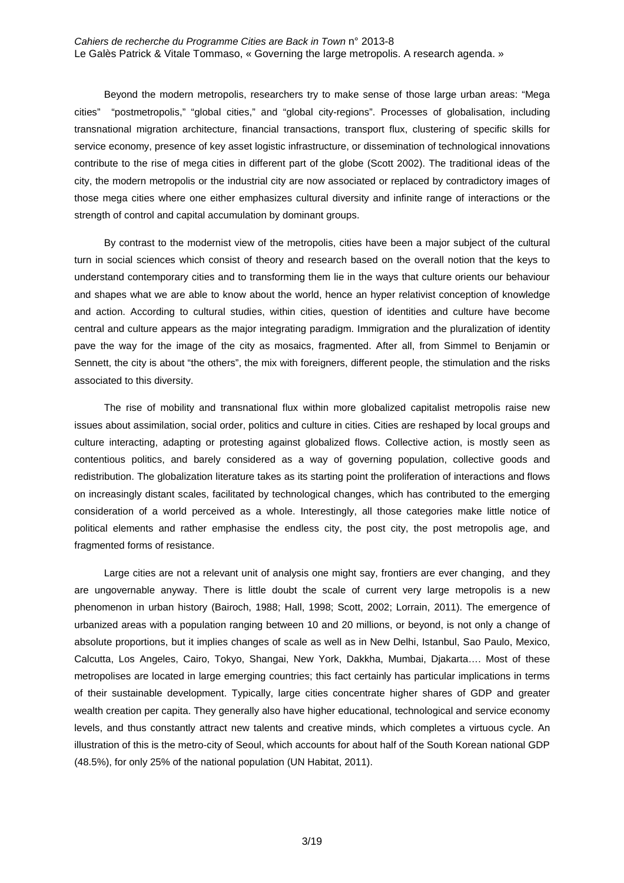Beyond the modern metropolis, researchers try to make sense of those large urban areas: "Mega cities" "postmetropolis," "global cities," and "global city-regions". Processes of globalisation, including transnational migration architecture, financial transactions, transport flux, clustering of specific skills for service economy, presence of key asset logistic infrastructure, or dissemination of technological innovations contribute to the rise of mega cities in different part of the globe (Scott 2002). The traditional ideas of the city, the modern metropolis or the industrial city are now associated or replaced by contradictory images of those mega cities where one either emphasizes cultural diversity and infinite range of interactions or the strength of control and capital accumulation by dominant groups.

By contrast to the modernist view of the metropolis, cities have been a major subject of the cultural turn in social sciences which consist of theory and research based on the overall notion that the keys to understand contemporary cities and to transforming them lie in the ways that culture orients our behaviour and shapes what we are able to know about the world, hence an hyper relativist conception of knowledge and action. According to cultural studies, within cities, question of identities and culture have become central and culture appears as the major integrating paradigm. Immigration and the pluralization of identity pave the way for the image of the city as mosaics, fragmented. After all, from Simmel to Benjamin or Sennett, the city is about "the others", the mix with foreigners, different people, the stimulation and the risks associated to this diversity.

The rise of mobility and transnational flux within more globalized capitalist metropolis raise new issues about assimilation, social order, politics and culture in cities. Cities are reshaped by local groups and culture interacting, adapting or protesting against globalized flows. Collective action, is mostly seen as contentious politics, and barely considered as a way of governing population, collective goods and redistribution. The globalization literature takes as its starting point the proliferation of interactions and flows on increasingly distant scales, facilitated by technological changes, which has contributed to the emerging consideration of a world perceived as a whole. Interestingly, all those categories make little notice of political elements and rather emphasise the endless city, the post city, the post metropolis age, and fragmented forms of resistance.

Large cities are not a relevant unit of analysis one might say, frontiers are ever changing, and they are ungovernable anyway. There is little doubt the scale of current very large metropolis is a new phenomenon in urban history (Bairoch, 1988; Hall, 1998; Scott, 2002; Lorrain, 2011). The emergence of urbanized areas with a population ranging between 10 and 20 millions, or beyond, is not only a change of absolute proportions, but it implies changes of scale as well as in New Delhi, Istanbul, Sao Paulo, Mexico, Calcutta, Los Angeles, Cairo, Tokyo, Shangai, New York, Dakkha, Mumbai, Djakarta…. Most of these metropolises are located in large emerging countries; this fact certainly has particular implications in terms of their sustainable development. Typically, large cities concentrate higher shares of GDP and greater wealth creation per capita. They generally also have higher educational, technological and service economy levels, and thus constantly attract new talents and creative minds, which completes a virtuous cycle. An illustration of this is the metro-city of Seoul, which accounts for about half of the South Korean national GDP (48.5%), for only 25% of the national population (UN Habitat, 2011).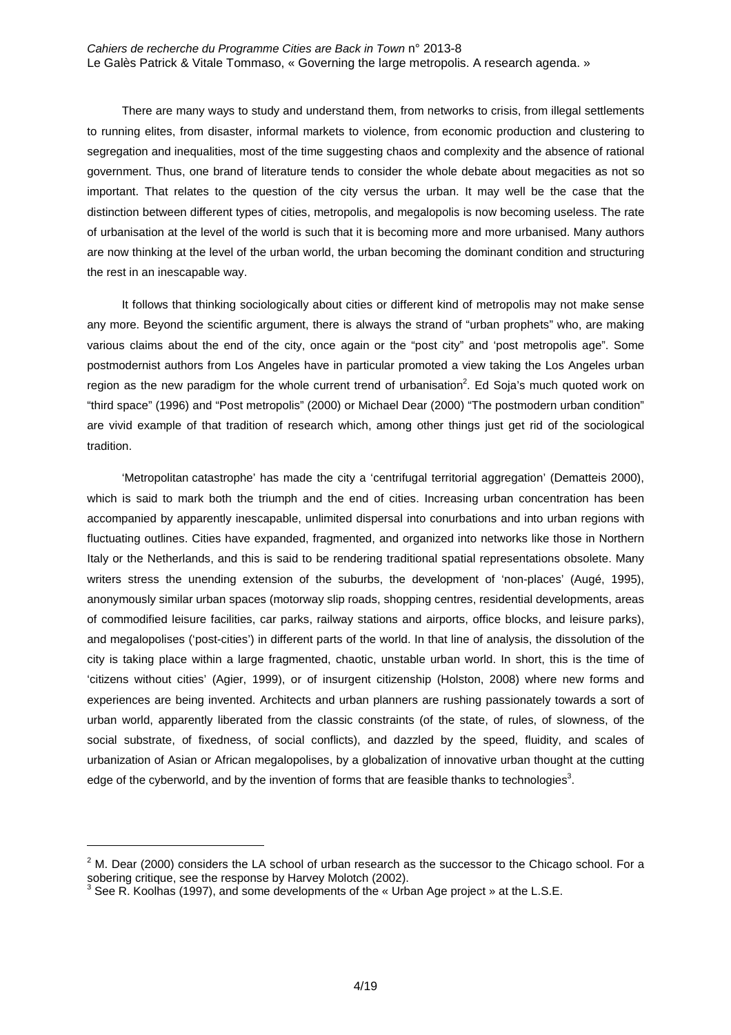There are many ways to study and understand them, from networks to crisis, from illegal settlements to running elites, from disaster, informal markets to violence, from economic production and clustering to segregation and inequalities, most of the time suggesting chaos and complexity and the absence of rational government. Thus, one brand of literature tends to consider the whole debate about megacities as not so important. That relates to the question of the city versus the urban. It may well be the case that the distinction between different types of cities, metropolis, and megalopolis is now becoming useless. The rate of urbanisation at the level of the world is such that it is becoming more and more urbanised. Many authors are now thinking at the level of the urban world, the urban becoming the dominant condition and structuring the rest in an inescapable way.

It follows that thinking sociologically about cities or different kind of metropolis may not make sense any more. Beyond the scientific argument, there is always the strand of "urban prophets" who, are making various claims about the end of the city, once again or the "post city" and 'post metropolis age". Some postmodernist authors from Los Angeles have in particular promoted a view taking the Los Angeles urban region as the new paradigm for the whole current trend of urbanisation[2]. Ed Soja's much quoted work on "third space" (1996) and "Post metropolis" (2000) or Michael Dear (2000) "The postmodern urban condition" are vivid example of that tradition of research which, among other things just get rid of the sociological tradition.

'Metropolitan catastrophe' has made the city a 'centrifugal territorial aggregation' (Dematteis 2000), which is said to mark both the triumph and the end of cities. Increasing urban concentration has been accompanied by apparently inescapable, unlimited dispersal into conurbations and into urban regions with fluctuating outlines. Cities have expanded, fragmented, and organized into networks like those in Northern Italy or the Netherlands, and this is said to be rendering traditional spatial representations obsolete. Many writers stress the unending extension of the suburbs, the development of 'non-places' (Augé, 1995), anonymously similar urban spaces (motorway slip roads, shopping centres, residential developments, areas of commodified leisure facilities, car parks, railway stations and airports, office blocks, and leisure parks), and megalopolises ('post-cities') in different parts of the world. In that line of analysis, the dissolution of the city is taking place within a large fragmented, chaotic, unstable urban world. In short, this is the time of 'citizens without cities' (Agier, 1999), or of insurgent citizenship (Holston, 2008) where new forms and experiences are being invented. Architects and urban planners are rushing passionately towards a sort of urban world, apparently liberated from the classic constraints (of the state, of rules, of slowness, of the social substrate, of fixedness, of social conflicts), and dazzled by the speed, fluidity, and scales of urbanization of Asian or African megalopolises, by a globalization of innovative urban thought at the cutting edge of the cyberworld, and by the invention of forms that are feasible thanks to technologies[3].

---

[2] M. Dear (2000) considers the LA school of urban research as the successor to the Chicago school. For a sobering critique, see the response by Harvey Molotch (2002).

[3] See R. Koolhas (1997), and some developments of the « Urban Age project » at the L.S.E.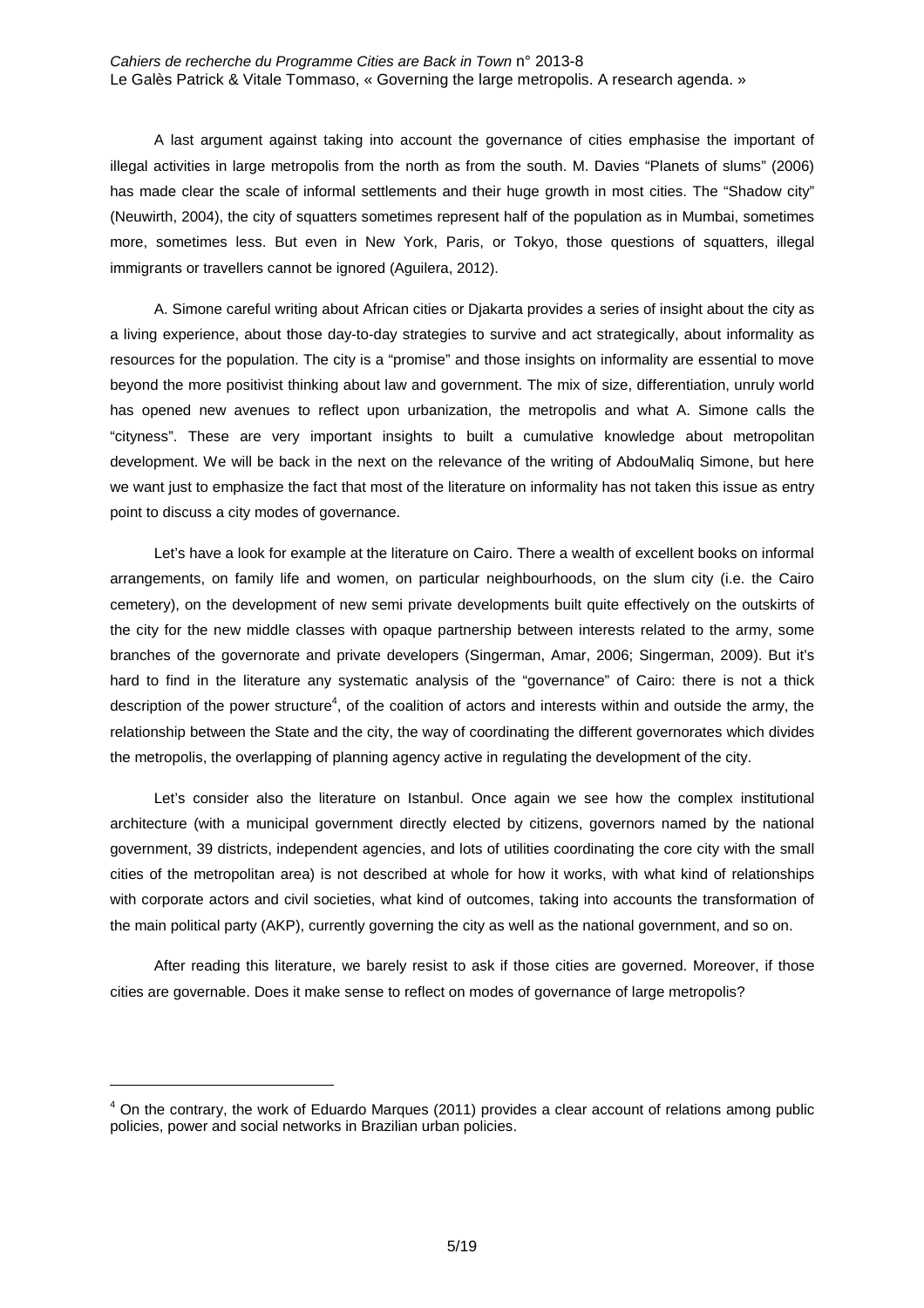A last argument against taking into account the governance of cities emphasise the important of illegal activities in large metropolis from the north as from the south. M. Davies "Planets of slums" (2006) has made clear the scale of informal settlements and their huge growth in most cities. The "Shadow city" (Neuwirth, 2004), the city of squatters sometimes represent half of the population as in Mumbai, sometimes more, sometimes less. But even in New York, Paris, or Tokyo, those questions of squatters, illegal immigrants or travellers cannot be ignored (Aguilera, 2012).

A. Simone careful writing about African cities or Djakarta provides a series of insight about the city as a living experience, about those day-to-day strategies to survive and act strategically, about informality as resources for the population. The city is a "promise" and those insights on informality are essential to move beyond the more positivist thinking about law and government. The mix of size, differentiation, unruly world has opened new avenues to reflect upon urbanization, the metropolis and what A. Simone calls the "cityness". These are very important insights to built a cumulative knowledge about metropolitan development. We will be back in the next on the relevance of the writing of AbdouMaliq Simone, but here we want just to emphasize the fact that most of the literature on informality has not taken this issue as entry point to discuss a city modes of governance.

Let's have a look for example at the literature on Cairo. There a wealth of excellent books on informal arrangements, on family life and women, on particular neighbourhoods, on the slum city (i.e. the Cairo cemetery), on the development of new semi private developments built quite effectively on the outskirts of the city for the new middle classes with opaque partnership between interests related to the army, some branches of the governorate and private developers (Singerman, Amar, 2006; Singerman, 2009). But it's hard to find in the literature any systematic analysis of the "governance" of Cairo: there is not a thick description of the power structure[4], of the coalition of actors and interests within and outside the army, the relationship between the State and the city, the way of coordinating the different governorates which divides the metropolis, the overlapping of planning agency active in regulating the development of the city.

Let's consider also the literature on Istanbul. Once again we see how the complex institutional architecture (with a municipal government directly elected by citizens, governors named by the national government, 39 districts, independent agencies, and lots of utilities coordinating the core city with the small cities of the metropolitan area) is not described at whole for how it works, with what kind of relationships with corporate actors and civil societies, what kind of outcomes, taking into accounts the transformation of the main political party (AKP), currently governing the city as well as the national government, and so on.

After reading this literature, we barely resist to ask if those cities are governed. Moreover, if those cities are governable. Does it make sense to reflect on modes of governance of large metropolis?

[4] On the contrary, the work of Eduardo Marques (2011) provides a clear account of relations among public policies, power and social networks in Brazilian urban policies.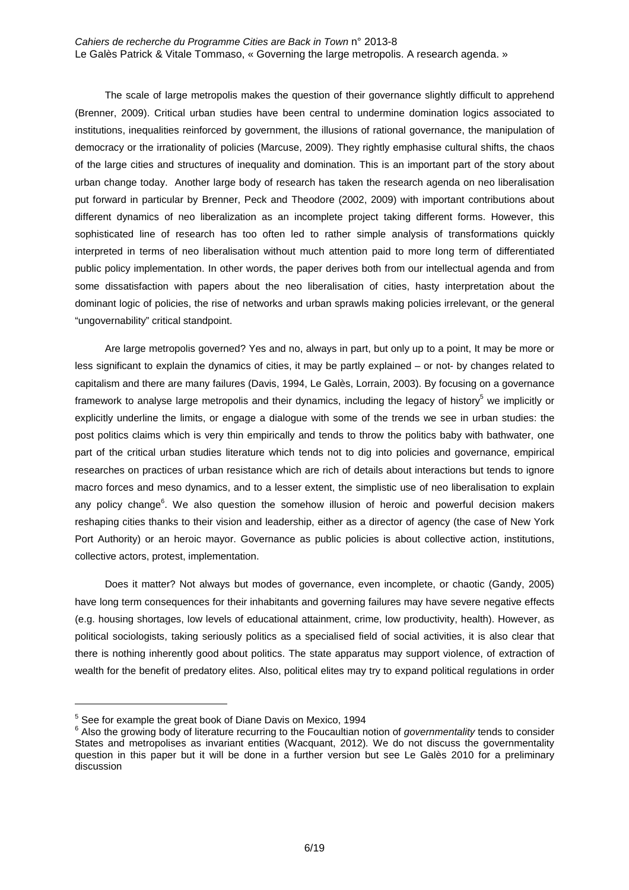The scale of large metropolis makes the question of their governance slightly difficult to apprehend (Brenner, 2009). Critical urban studies have been central to undermine domination logics associated to institutions, inequalities reinforced by government, the illusions of rational governance, the manipulation of democracy or the irrationality of policies (Marcuse, 2009). They rightly emphasise cultural shifts, the chaos of the large cities and structures of inequality and domination. This is an important part of the story about urban change today. Another large body of research has taken the research agenda on neo liberalisation put forward in particular by Brenner, Peck and Theodore (2002, 2009) with important contributions about different dynamics of neo liberalization as an incomplete project taking different forms. However, this sophisticated line of research has too often led to rather simple analysis of transformations quickly interpreted in terms of neo liberalisation without much attention paid to more long term of differentiated public policy implementation. In other words, the paper derives both from our intellectual agenda and from some dissatisfaction with papers about the neo liberalisation of cities, hasty interpretation about the dominant logic of policies, the rise of networks and urban sprawls making policies irrelevant, or the general "ungovernability" critical standpoint.

Are large metropolis governed? Yes and no, always in part, but only up to a point, It may be more or less significant to explain the dynamics of cities, it may be partly explained – or not- by changes related to capitalism and there are many failures (Davis, 1994, Le Galès, Lorrain, 2003). By focusing on a governance framework to analyse large metropolis and their dynamics, including the legacy of history[5] we implicitly or explicitly underline the limits, or engage a dialogue with some of the trends we see in urban studies: the post politics claims which is very thin empirically and tends to throw the politics baby with bathwater, one part of the critical urban studies literature which tends not to dig into policies and governance, empirical researches on practices of urban resistance which are rich of details about interactions but tends to ignore macro forces and meso dynamics, and to a lesser extent, the simplistic use of neo liberalisation to explain any policy change[6]. We also question the somehow illusion of heroic and powerful decision makers reshaping cities thanks to their vision and leadership, either as a director of agency (the case of New York Port Authority) or an heroic mayor. Governance as public policies is about collective action, institutions, collective actors, protest, implementation.

Does it matter? Not always but modes of governance, even incomplete, or chaotic (Gandy, 2005) have long term consequences for their inhabitants and governing failures may have severe negative effects (e.g. housing shortages, low levels of educational attainment, crime, low productivity, health). However, as political sociologists, taking seriously politics as a specialised field of social activities, it is also clear that there is nothing inherently good about politics. The state apparatus may support violence, of extraction of wealth for the benefit of predatory elites. Also, political elites may try to expand political regulations in order

[5] See for example the great book of Diane Davis on Mexico, 1994

[6] Also the growing body of literature recurring to the Foucaultian notion of *governmentality* tends to consider States and metropolises as invariant entities (Wacquant, 2012). We do not discuss the governmentality question in this paper but it will be done in a further version but see Le Galès 2010 for a preliminary discussion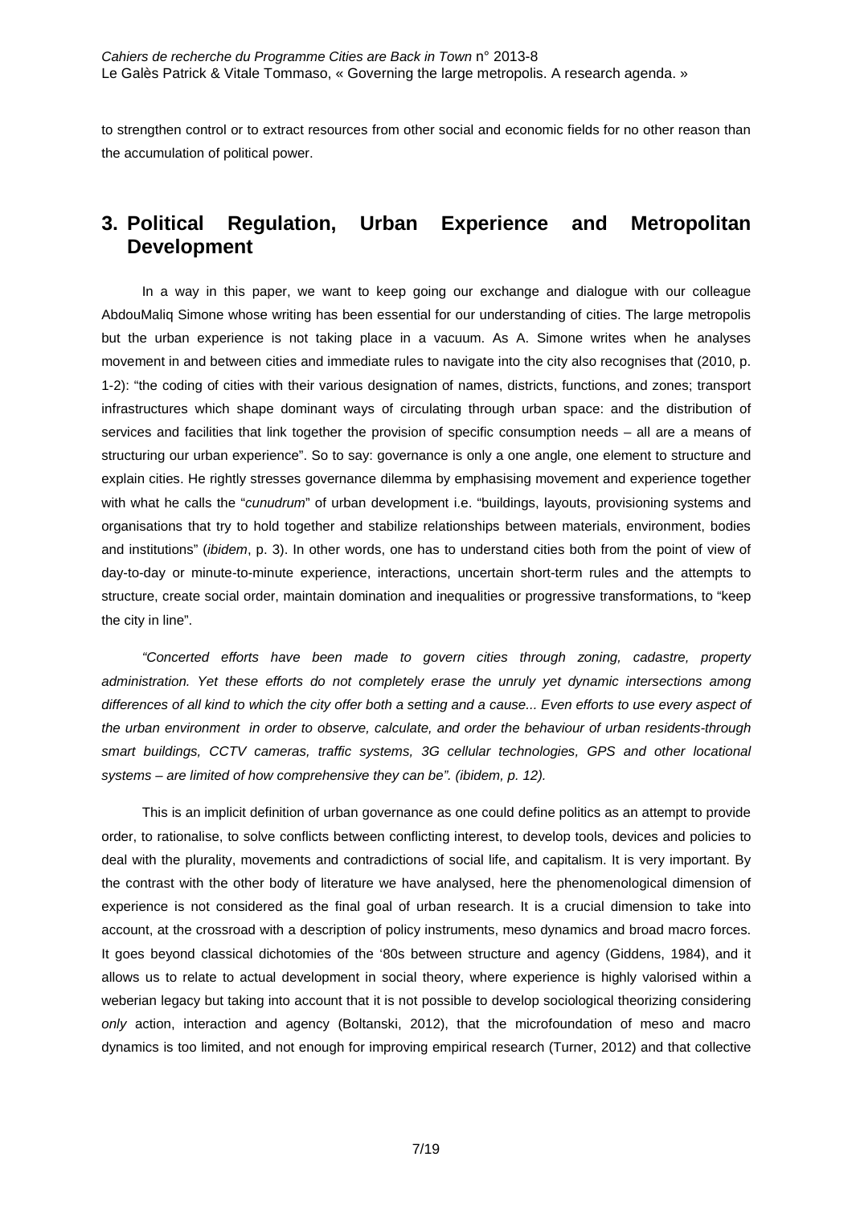to strengthen control or to extract resources from other social and economic fields for no other reason than the accumulation of political power.

## 3. Political Regulation, Urban Experience and Metropolitan Development

In a way in this paper, we want to keep going our exchange and dialogue with our colleague AbdouMaliq Simone whose writing has been essential for our understanding of cities. The large metropolis but the urban experience is not taking place in a vacuum. As A. Simone writes when he analyses movement in and between cities and immediate rules to navigate into the city also recognises that (2010, p. 1-2): "the coding of cities with their various designation of names, districts, functions, and zones; transport infrastructures which shape dominant ways of circulating through urban space: and the distribution of services and facilities that link together the provision of specific consumption needs – all are a means of structuring our urban experience". So to say: governance is only a one angle, one element to structure and explain cities. He rightly stresses governance dilemma by emphasising movement and experience together with what he calls the "*cunudrum*" of urban development i.e. "buildings, layouts, provisioning systems and organisations that try to hold together and stabilize relationships between materials, environment, bodies and institutions" (*ibidem*, p. 3). In other words, one has to understand cities both from the point of view of day-to-day or minute-to-minute experience, interactions, uncertain short-term rules and the attempts to structure, create social order, maintain domination and inequalities or progressive transformations, to "keep the city in line".

*"Concerted efforts have been made to govern cities through zoning, cadastre, property administration. Yet these efforts do not completely erase the unruly yet dynamic intersections among differences of all kind to which the city offer both a setting and a cause... Even efforts to use every aspect of the urban environment in order to observe, calculate, and order the behaviour of urban residents-through smart buildings, CCTV cameras, traffic systems, 3G cellular technologies, GPS and other locational systems – are limited of how comprehensive they can be". (ibidem, p. 12).*

This is an implicit definition of urban governance as one could define politics as an attempt to provide order, to rationalise, to solve conflicts between conflicting interest, to develop tools, devices and policies to deal with the plurality, movements and contradictions of social life, and capitalism. It is very important. By the contrast with the other body of literature we have analysed, here the phenomenological dimension of experience is not considered as the final goal of urban research. It is a crucial dimension to take into account, at the crossroad with a description of policy instruments, meso dynamics and broad macro forces. It goes beyond classical dichotomies of the '80s between structure and agency (Giddens, 1984), and it allows us to relate to actual development in social theory, where experience is highly valorised within a weberian legacy but taking into account that it is not possible to develop sociological theorizing considering *only* action, interaction and agency (Boltanski, 2012), that the microfoundation of meso and macro dynamics is too limited, and not enough for improving empirical research (Turner, 2012) and that collective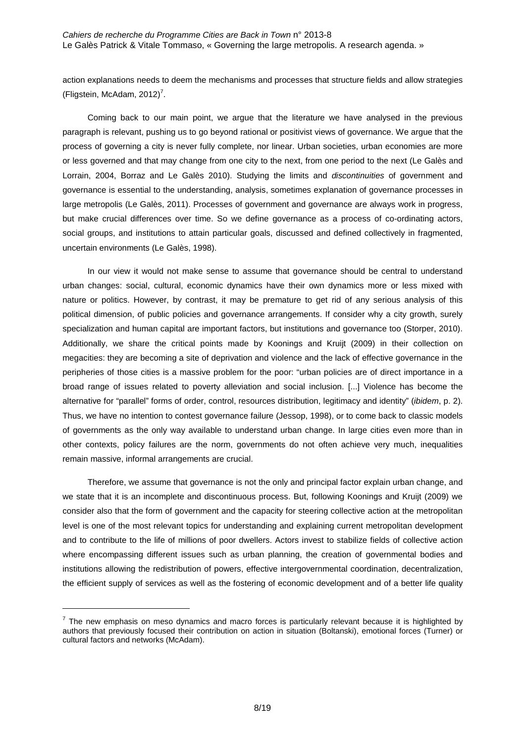action explanations needs to deem the mechanisms and processes that structure fields and allow strategies (Fligstein, McAdam, 2012)[7].

Coming back to our main point, we argue that the literature we have analysed in the previous paragraph is relevant, pushing us to go beyond rational or positivist views of governance. We argue that the process of governing a city is never fully complete, nor linear. Urban societies, urban economies are more or less governed and that may change from one city to the next, from one period to the next (Le Galès and Lorrain, 2004, Borraz and Le Galès 2010). Studying the limits and *discontinuities* of government and governance is essential to the understanding, analysis, sometimes explanation of governance processes in large metropolis (Le Galès, 2011). Processes of government and governance are always work in progress, but make crucial differences over time. So we define governance as a process of co-ordinating actors, social groups, and institutions to attain particular goals, discussed and defined collectively in fragmented, uncertain environments (Le Galès, 1998).

In our view it would not make sense to assume that governance should be central to understand urban changes: social, cultural, economic dynamics have their own dynamics more or less mixed with nature or politics. However, by contrast, it may be premature to get rid of any serious analysis of this political dimension, of public policies and governance arrangements. If consider why a city growth, surely specialization and human capital are important factors, but institutions and governance too (Storper, 2010). Additionally, we share the critical points made by Koonings and Kruijt (2009) in their collection on megacities: they are becoming a site of deprivation and violence and the lack of effective governance in the peripheries of those cities is a massive problem for the poor: "urban policies are of direct importance in a broad range of issues related to poverty alleviation and social inclusion. [...] Violence has become the alternative for "parallel" forms of order, control, resources distribution, legitimacy and identity" (*ibidem*, p. 2). Thus, we have no intention to contest governance failure (Jessop, 1998), or to come back to classic models of governments as the only way available to understand urban change. In large cities even more than in other contexts, policy failures are the norm, governments do not often achieve very much, inequalities remain massive, informal arrangements are crucial.

Therefore, we assume that governance is not the only and principal factor explain urban change, and we state that it is an incomplete and discontinuous process. But, following Koonings and Kruijt (2009) we consider also that the form of government and the capacity for steering collective action at the metropolitan level is one of the most relevant topics for understanding and explaining current metropolitan development and to contribute to the life of millions of poor dwellers. Actors invest to stabilize fields of collective action where encompassing different issues such as urban planning, the creation of governmental bodies and institutions allowing the redistribution of powers, effective intergovernmental coordination, decentralization, the efficient supply of services as well as the fostering of economic development and of a better life quality

---

[7] The new emphasis on meso dynamics and macro forces is particularly relevant because it is highlighted by authors that previously focused their contribution on action in situation (Boltanski), emotional forces (Turner) or cultural factors and networks (McAdam).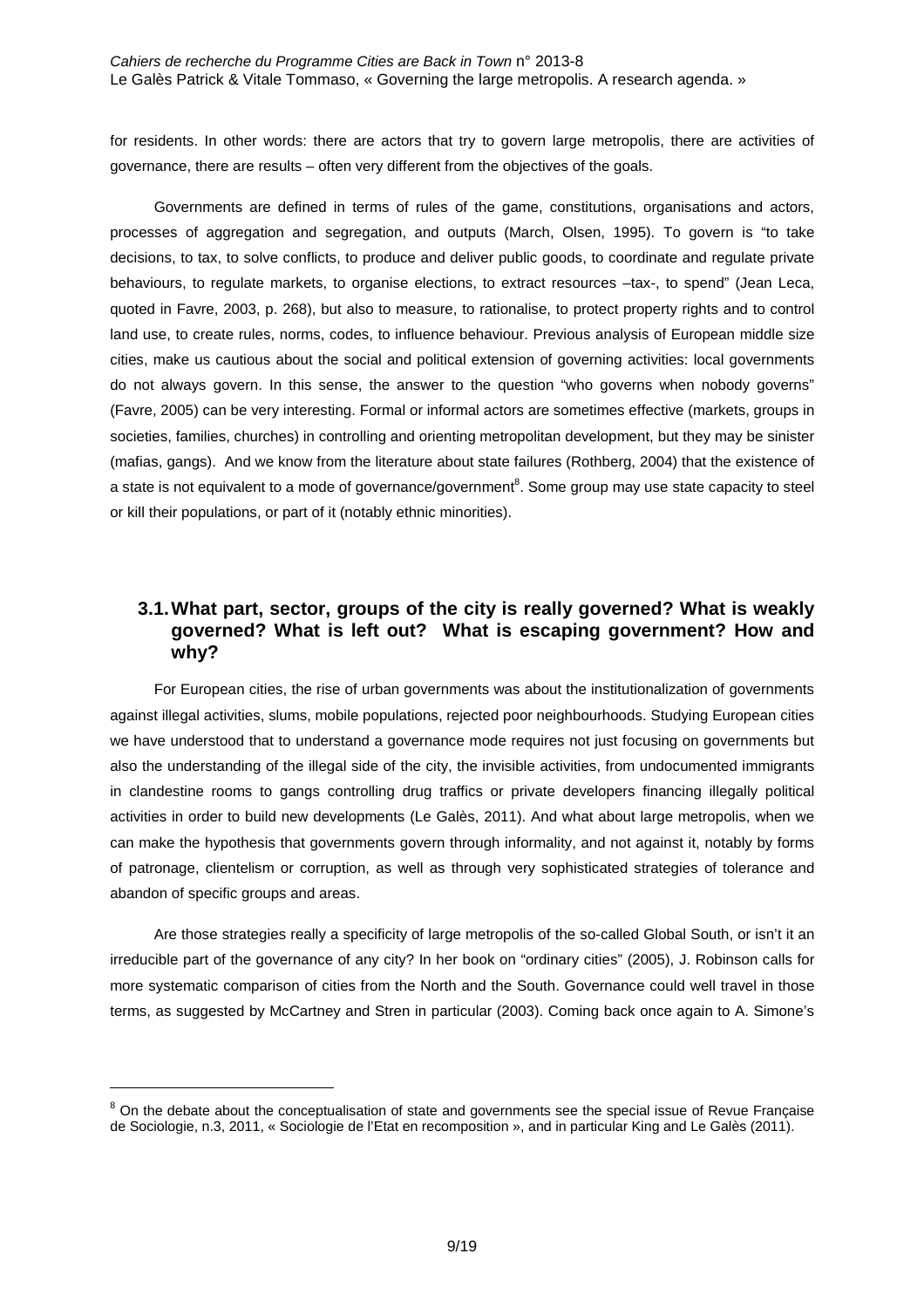for residents. In other words: there are actors that try to govern large metropolis, there are activities of governance, there are results – often very different from the objectives of the goals.

Governments are defined in terms of rules of the game, constitutions, organisations and actors, processes of aggregation and segregation, and outputs (March, Olsen, 1995). To govern is “to take decisions, to tax, to solve conflicts, to produce and deliver public goods, to coordinate and regulate private behaviours, to regulate markets, to organise elections, to extract resources –tax-, to spend” (Jean Leca, quoted in Favre, 2003, p. 268), but also to measure, to rationalise, to protect property rights and to control land use, to create rules, norms, codes, to influence behaviour. Previous analysis of European middle size cities, make us cautious about the social and political extension of governing activities: local governments do not always govern. In this sense, the answer to the question “who governs when nobody governs” (Favre, 2005) can be very interesting. Formal or informal actors are sometimes effective (markets, groups in societies, families, churches) in controlling and orienting metropolitan development, but they may be sinister (mafias, gangs). And we know from the literature about state failures (Rothberg, 2004) that the existence of a state is not equivalent to a mode of governance/government[8]. Some group may use state capacity to steel or kill their populations, or part of it (notably ethnic minorities).

## 3.1. What part, sector, groups of the city is really governed? What is weakly governed? What is left out? What is escaping government? How and why?

For European cities, the rise of urban governments was about the institutionalization of governments against illegal activities, slums, mobile populations, rejected poor neighbourhoods. Studying European cities we have understood that to understand a governance mode requires not just focusing on governments but also the understanding of the illegal side of the city, the invisible activities, from undocumented immigrants in clandestine rooms to gangs controlling drug traffics or private developers financing illegally political activities in order to build new developments (Le Galès, 2011). And what about large metropolis, when we can make the hypothesis that governments govern through informality, and not against it, notably by forms of patronage, clientelism or corruption, as well as through very sophisticated strategies of tolerance and abandon of specific groups and areas.

Are those strategies really a specificity of large metropolis of the so-called Global South, or isn't it an irreducible part of the governance of any city? In her book on “ordinary cities” (2005), J. Robinson calls for more systematic comparison of cities from the North and the South. Governance could well travel in those terms, as suggested by McCartney and Stren in particular (2003). Coming back once again to A. Simone's

[8] On the debate about the conceptualisation of state and governments see the special issue of Revue Française de Sociologie, n.3, 2011, « Sociologie de l'Etat en recomposition », and in particular King and Le Galès (2011).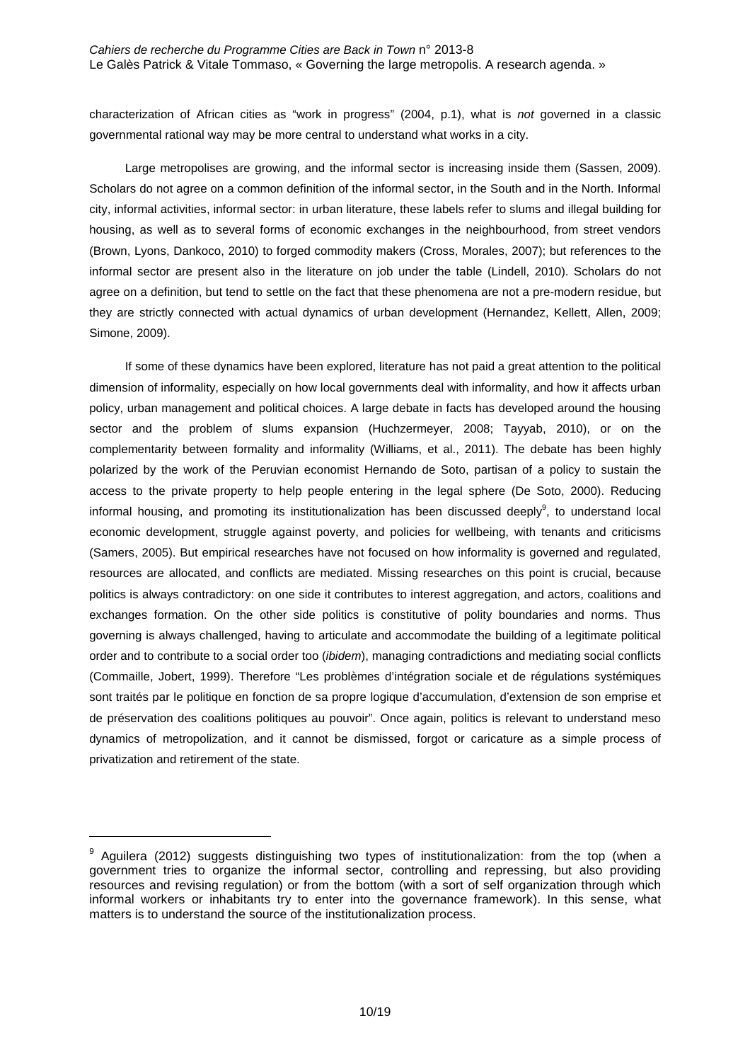characterization of African cities as "work in progress" (2004, p.1), what is *not* governed in a classic governmental rational way may be more central to understand what works in a city.

Large metropolises are growing, and the informal sector is increasing inside them (Sassen, 2009). Scholars do not agree on a common definition of the informal sector, in the South and in the North. Informal city, informal activities, informal sector: in urban literature, these labels refer to slums and illegal building for housing, as well as to several forms of economic exchanges in the neighbourhood, from street vendors (Brown, Lyons, Dankoco, 2010) to forged commodity makers (Cross, Morales, 2007); but references to the informal sector are present also in the literature on job under the table (Lindell, 2010). Scholars do not agree on a definition, but tend to settle on the fact that these phenomena are not a pre-modern residue, but they are strictly connected with actual dynamics of urban development (Hernandez, Kellett, Allen, 2009; Simone, 2009).

If some of these dynamics have been explored, literature has not paid a great attention to the political dimension of informality, especially on how local governments deal with informality, and how it affects urban policy, urban management and political choices. A large debate in facts has developed around the housing sector and the problem of slums expansion (Huchzermeyer, 2008; Tayyab, 2010), or on the complementarity between formality and informality (Williams, et al., 2011). The debate has been highly polarized by the work of the Peruvian economist Hernando de Soto, partisan of a policy to sustain the access to the private property to help people entering in the legal sphere (De Soto, 2000). Reducing informal housing, and promoting its institutionalization has been discussed deeply[9], to understand local economic development, struggle against poverty, and policies for wellbeing, with tenants and criticisms (Samers, 2005). But empirical researches have not focused on how informality is governed and regulated, resources are allocated, and conflicts are mediated. Missing researches on this point is crucial, because politics is always contradictory: on one side it contributes to interest aggregation, and actors, coalitions and exchanges formation. On the other side politics is constitutive of polity boundaries and norms. Thus governing is always challenged, having to articulate and accommodate the building of a legitimate political order and to contribute to a social order too (*ibidem*), managing contradictions and mediating social conflicts (Commaille, Jobert, 1999). Therefore "Les problèmes d'intégration sociale et de régulations systémiques sont traités par le politique en fonction de sa propre logique d'accumulation, d'extension de son emprise et de préservation des coalitions politiques au pouvoir". Once again, politics is relevant to understand meso dynamics of metropolization, and it cannot be dismissed, forgot or caricature as a simple process of privatization and retirement of the state.

[9] Aguilera (2012) suggests distinguishing two types of institutionalization: from the top (when a government tries to organize the informal sector, controlling and repressing, but also providing resources and revising regulation) or from the bottom (with a sort of self organization through which informal workers or inhabitants try to enter into the governance framework). In this sense, what matters is to understand the source of the institutionalization process.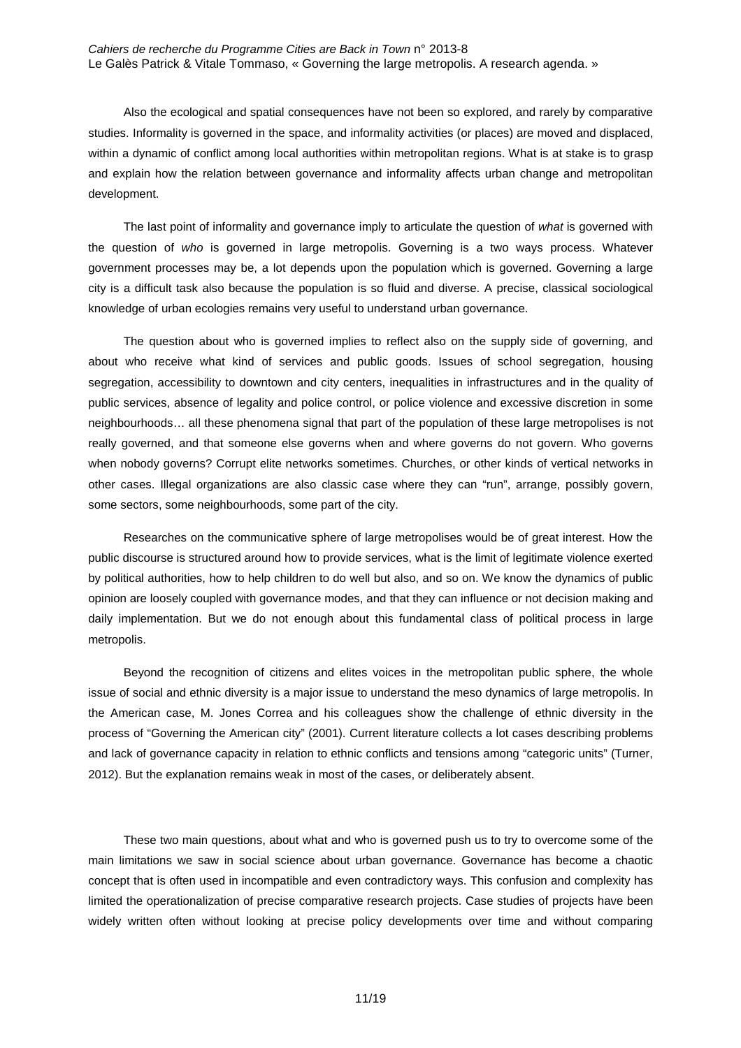Also the ecological and spatial consequences have not been so explored, and rarely by comparative studies. Informality is governed in the space, and informality activities (or places) are moved and displaced, within a dynamic of conflict among local authorities within metropolitan regions. What is at stake is to grasp and explain how the relation between governance and informality affects urban change and metropolitan development.

The last point of informality and governance imply to articulate the question of *what* is governed with the question of *who* is governed in large metropolis. Governing is a two ways process. Whatever government processes may be, a lot depends upon the population which is governed. Governing a large city is a difficult task also because the population is so fluid and diverse. A precise, classical sociological knowledge of urban ecologies remains very useful to understand urban governance.

The question about who is governed implies to reflect also on the supply side of governing, and about who receive what kind of services and public goods. Issues of school segregation, housing segregation, accessibility to downtown and city centers, inequalities in infrastructures and in the quality of public services, absence of legality and police control, or police violence and excessive discretion in some neighbourhoods… all these phenomena signal that part of the population of these large metropolises is not really governed, and that someone else governs when and where governs do not govern. Who governs when nobody governs? Corrupt elite networks sometimes. Churches, or other kinds of vertical networks in other cases. Illegal organizations are also classic case where they can "run", arrange, possibly govern, some sectors, some neighbourhoods, some part of the city.

Researches on the communicative sphere of large metropolises would be of great interest. How the public discourse is structured around how to provide services, what is the limit of legitimate violence exerted by political authorities, how to help children to do well but also, and so on. We know the dynamics of public opinion are loosely coupled with governance modes, and that they can influence or not decision making and daily implementation. But we do not enough about this fundamental class of political process in large metropolis.

Beyond the recognition of citizens and elites voices in the metropolitan public sphere, the whole issue of social and ethnic diversity is a major issue to understand the meso dynamics of large metropolis. In the American case, M. Jones Correa and his colleagues show the challenge of ethnic diversity in the process of "Governing the American city" (2001). Current literature collects a lot cases describing problems and lack of governance capacity in relation to ethnic conflicts and tensions among "categoric units" (Turner, 2012). But the explanation remains weak in most of the cases, or deliberately absent.

These two main questions, about what and who is governed push us to try to overcome some of the main limitations we saw in social science about urban governance. Governance has become a chaotic concept that is often used in incompatible and even contradictory ways. This confusion and complexity has limited the operationalization of precise comparative research projects. Case studies of projects have been widely written often without looking at precise policy developments over time and without comparing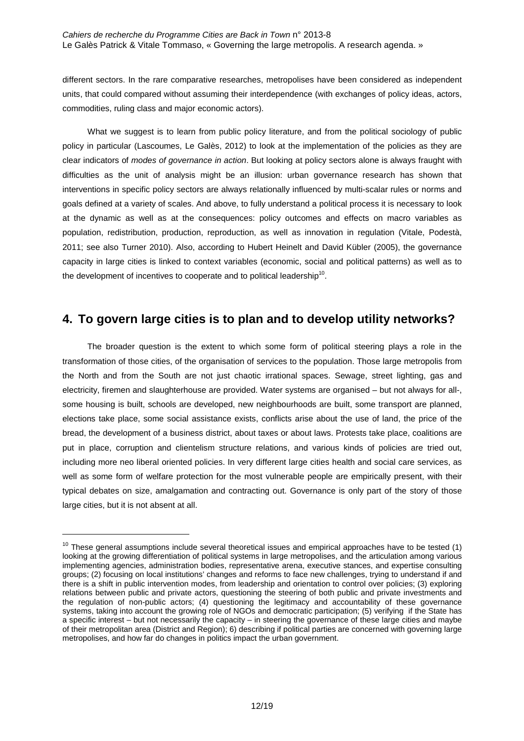different sectors. In the rare comparative researches, metropolises have been considered as independent units, that could compared without assuming their interdependence (with exchanges of policy ideas, actors, commodities, ruling class and major economic actors).

What we suggest is to learn from public policy literature, and from the political sociology of public policy in particular (Lascoumes, Le Galès, 2012) to look at the implementation of the policies as they are clear indicators of *modes of governance in action*. But looking at policy sectors alone is always fraught with difficulties as the unit of analysis might be an illusion: urban governance research has shown that interventions in specific policy sectors are always relationally influenced by multi-scalar rules or norms and goals defined at a variety of scales. And above, to fully understand a political process it is necessary to look at the dynamic as well as at the consequences: policy outcomes and effects on macro variables as population, redistribution, production, reproduction, as well as innovation in regulation (Vitale, Podestà, 2011; see also Turner 2010). Also, according to Hubert Heinelt and David Kübler (2005), the governance capacity in large cities is linked to context variables (economic, social and political patterns) as well as to the development of incentives to cooperate and to political leadership[10].

## 4. To govern large cities is to plan and to develop utility networks?

The broader question is the extent to which some form of political steering plays a role in the transformation of those cities, of the organisation of services to the population. Those large metropolis from the North and from the South are not just chaotic irrational spaces. Sewage, street lighting, gas and electricity, firemen and slaughterhouse are provided. Water systems are organised – but not always for all-, some housing is built, schools are developed, new neighbourhoods are built, some transport are planned, elections take place, some social assistance exists, conflicts arise about the use of land, the price of the bread, the development of a business district, about taxes or about laws. Protests take place, coalitions are put in place, corruption and clientelism structure relations, and various kinds of policies are tried out, including more neo liberal oriented policies. In very different large cities health and social care services, as well as some form of welfare protection for the most vulnerable people are empirically present, with their typical debates on size, amalgamation and contracting out. Governance is only part of the story of those large cities, but it is not absent at all.

[10] These general assumptions include several theoretical issues and empirical approaches have to be tested (1) looking at the growing differentiation of political systems in large metropolises, and the articulation among various implementing agencies, administration bodies, representative arena, executive stances, and expertise consulting groups; (2) focusing on local institutions' changes and reforms to face new challenges, trying to understand if and there is a shift in public intervention modes, from leadership and orientation to control over policies; (3) exploring relations between public and private actors, questioning the steering of both public and private investments and the regulation of non-public actors; (4) questioning the legitimacy and accountability of these governance systems, taking into account the growing role of NGOs and democratic participation; (5) verifying if the State has a specific interest – but not necessarily the capacity – in steering the governance of these large cities and maybe of their metropolitan area (District and Region); 6) describing if political parties are concerned with governing large metropolises, and how far do changes in politics impact the urban government.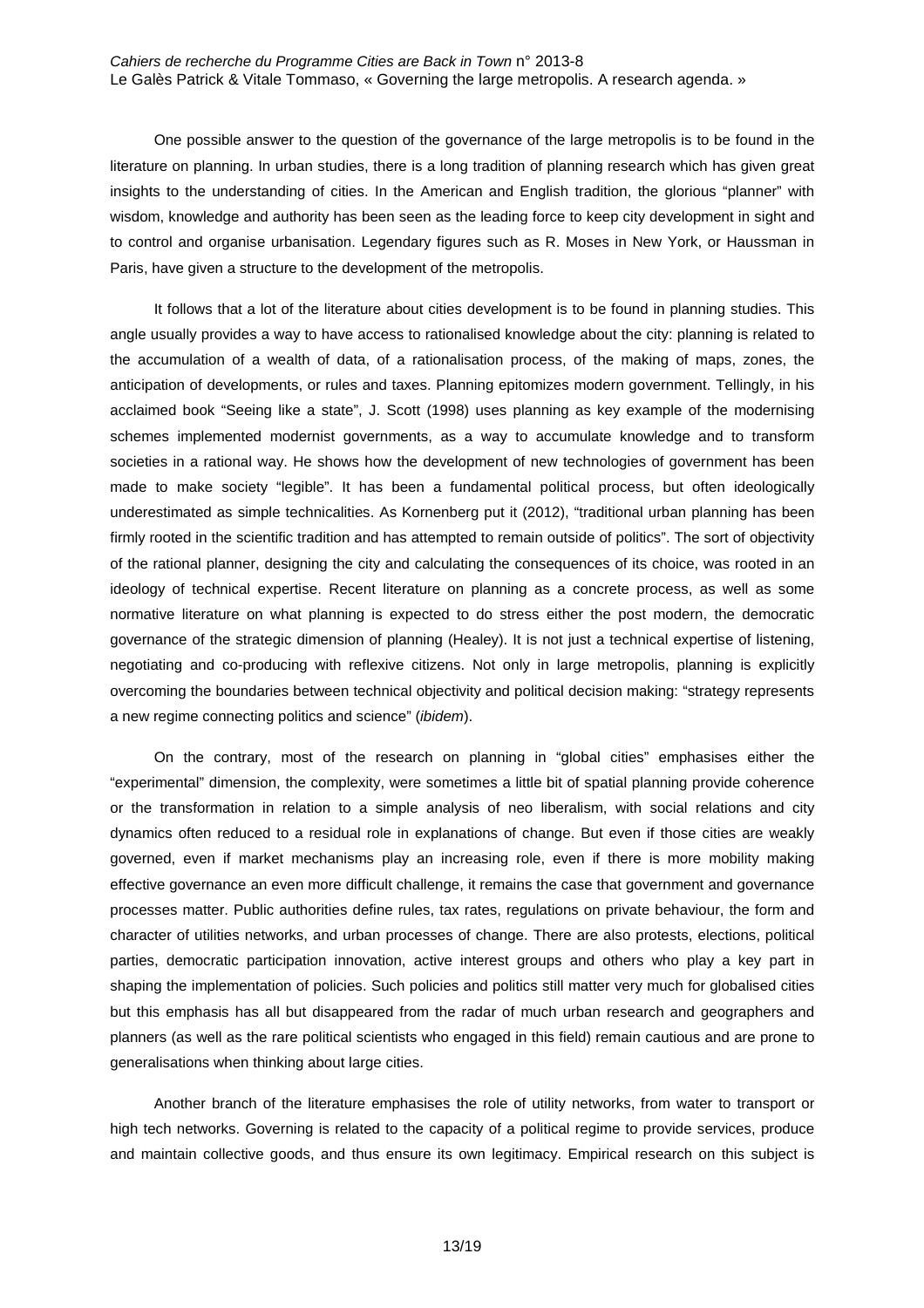One possible answer to the question of the governance of the large metropolis is to be found in the literature on planning. In urban studies, there is a long tradition of planning research which has given great insights to the understanding of cities. In the American and English tradition, the glorious "planner" with wisdom, knowledge and authority has been seen as the leading force to keep city development in sight and to control and organise urbanisation. Legendary figures such as R. Moses in New York, or Haussman in Paris, have given a structure to the development of the metropolis.

It follows that a lot of the literature about cities development is to be found in planning studies. This angle usually provides a way to have access to rationalised knowledge about the city: planning is related to the accumulation of a wealth of data, of a rationalisation process, of the making of maps, zones, the anticipation of developments, or rules and taxes. Planning epitomizes modern government. Tellingly, in his acclaimed book "Seeing like a state", J. Scott (1998) uses planning as key example of the modernising schemes implemented modernist governments, as a way to accumulate knowledge and to transform societies in a rational way. He shows how the development of new technologies of government has been made to make society "legible". It has been a fundamental political process, but often ideologically underestimated as simple technicalities. As Kornenberg put it (2012), "traditional urban planning has been firmly rooted in the scientific tradition and has attempted to remain outside of politics". The sort of objectivity of the rational planner, designing the city and calculating the consequences of its choice, was rooted in an ideology of technical expertise. Recent literature on planning as a concrete process, as well as some normative literature on what planning is expected to do stress either the post modern, the democratic governance of the strategic dimension of planning (Healey). It is not just a technical expertise of listening, negotiating and co-producing with reflexive citizens. Not only in large metropolis, planning is explicitly overcoming the boundaries between technical objectivity and political decision making: "strategy represents a new regime connecting politics and science" (*ibidem*).

On the contrary, most of the research on planning in "global cities" emphasises either the "experimental" dimension, the complexity, were sometimes a little bit of spatial planning provide coherence or the transformation in relation to a simple analysis of neo liberalism, with social relations and city dynamics often reduced to a residual role in explanations of change. But even if those cities are weakly governed, even if market mechanisms play an increasing role, even if there is more mobility making effective governance an even more difficult challenge, it remains the case that government and governance processes matter. Public authorities define rules, tax rates, regulations on private behaviour, the form and character of utilities networks, and urban processes of change. There are also protests, elections, political parties, democratic participation innovation, active interest groups and others who play a key part in shaping the implementation of policies. Such policies and politics still matter very much for globalised cities but this emphasis has all but disappeared from the radar of much urban research and geographers and planners (as well as the rare political scientists who engaged in this field) remain cautious and are prone to generalisations when thinking about large cities.

Another branch of the literature emphasises the role of utility networks, from water to transport or high tech networks. Governing is related to the capacity of a political regime to provide services, produce and maintain collective goods, and thus ensure its own legitimacy. Empirical research on this subject is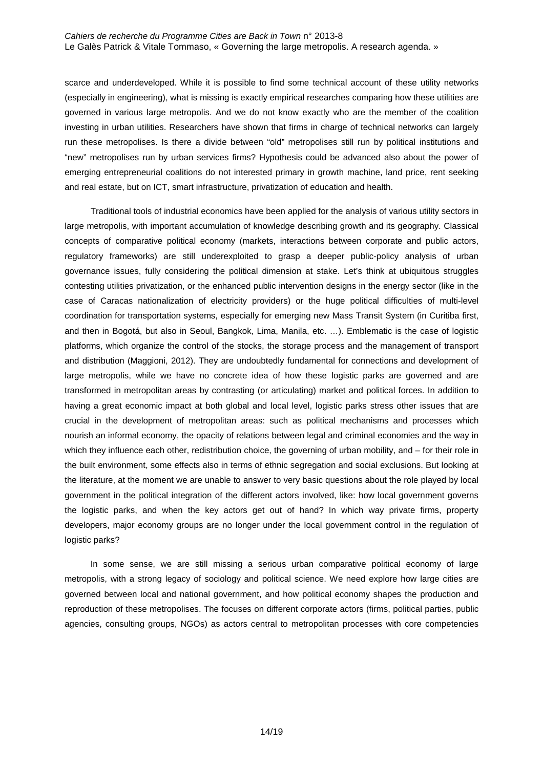scarce and underdeveloped. While it is possible to find some technical account of these utility networks (especially in engineering), what is missing is exactly empirical researches comparing how these utilities are governed in various large metropolis. And we do not know exactly who are the member of the coalition investing in urban utilities. Researchers have shown that firms in charge of technical networks can largely run these metropolises. Is there a divide between "old" metropolises still run by political institutions and "new" metropolises run by urban services firms? Hypothesis could be advanced also about the power of emerging entrepreneurial coalitions do not interested primary in growth machine, land price, rent seeking and real estate, but on ICT, smart infrastructure, privatization of education and health.

Traditional tools of industrial economics have been applied for the analysis of various utility sectors in large metropolis, with important accumulation of knowledge describing growth and its geography. Classical concepts of comparative political economy (markets, interactions between corporate and public actors, regulatory frameworks) are still underexploited to grasp a deeper public-policy analysis of urban governance issues, fully considering the political dimension at stake. Let's think at ubiquitous struggles contesting utilities privatization, or the enhanced public intervention designs in the energy sector (like in the case of Caracas nationalization of electricity providers) or the huge political difficulties of multi-level coordination for transportation systems, especially for emerging new Mass Transit System (in Curitiba first, and then in Bogotá, but also in Seoul, Bangkok, Lima, Manila, etc. …). Emblematic is the case of logistic platforms, which organize the control of the stocks, the storage process and the management of transport and distribution (Maggioni, 2012). They are undoubtedly fundamental for connections and development of large metropolis, while we have no concrete idea of how these logistic parks are governed and are transformed in metropolitan areas by contrasting (or articulating) market and political forces. In addition to having a great economic impact at both global and local level, logistic parks stress other issues that are crucial in the development of metropolitan areas: such as political mechanisms and processes which nourish an informal economy, the opacity of relations between legal and criminal economies and the way in which they influence each other, redistribution choice, the governing of urban mobility, and – for their role in the built environment, some effects also in terms of ethnic segregation and social exclusions. But looking at the literature, at the moment we are unable to answer to very basic questions about the role played by local government in the political integration of the different actors involved, like: how local government governs the logistic parks, and when the key actors get out of hand? In which way private firms, property developers, major economy groups are no longer under the local government control in the regulation of logistic parks?

In some sense, we are still missing a serious urban comparative political economy of large metropolis, with a strong legacy of sociology and political science. We need explore how large cities are governed between local and national government, and how political economy shapes the production and reproduction of these metropolises. The focuses on different corporate actors (firms, political parties, public agencies, consulting groups, NGOs) as actors central to metropolitan processes with core competencies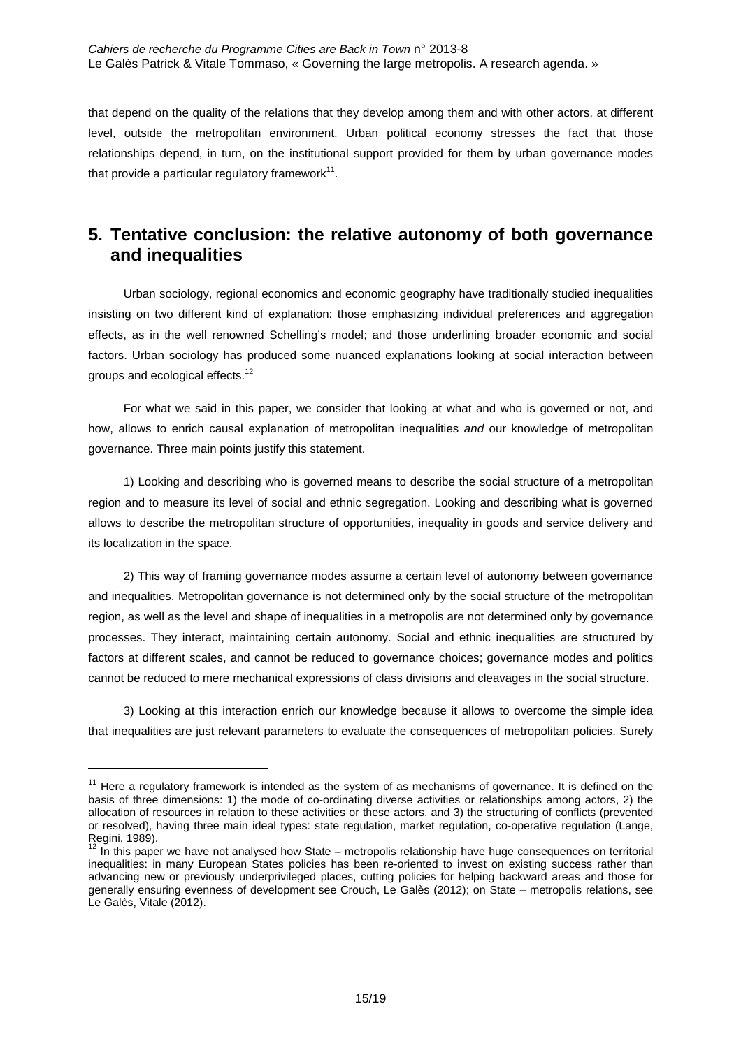that depend on the quality of the relations that they develop among them and with other actors, at different level, outside the metropolitan environment. Urban political economy stresses the fact that those relationships depend, in turn, on the institutional support provided for them by urban governance modes that provide a particular regulatory framework[11].

## 5. Tentative conclusion: the relative autonomy of both governance and inequalities

Urban sociology, regional economics and economic geography have traditionally studied inequalities insisting on two different kind of explanation: those emphasizing individual preferences and aggregation effects, as in the well renowned Schelling's model; and those underlining broader economic and social factors. Urban sociology has produced some nuanced explanations looking at social interaction between groups and ecological effects.[12]

For what we said in this paper, we consider that looking at what and who is governed or not, and how, allows to enrich causal explanation of metropolitan inequalities *and* our knowledge of metropolitan governance. Three main points justify this statement.

1) Looking and describing who is governed means to describe the social structure of a metropolitan region and to measure its level of social and ethnic segregation. Looking and describing what is governed allows to describe the metropolitan structure of opportunities, inequality in goods and service delivery and its localization in the space.

2) This way of framing governance modes assume a certain level of autonomy between governance and inequalities. Metropolitan governance is not determined only by the social structure of the metropolitan region, as well as the level and shape of inequalities in a metropolis are not determined only by governance processes. They interact, maintaining certain autonomy. Social and ethnic inequalities are structured by factors at different scales, and cannot be reduced to governance choices; governance modes and politics cannot be reduced to mere mechanical expressions of class divisions and cleavages in the social structure.

3) Looking at this interaction enrich our knowledge because it allows to overcome the simple idea that inequalities are just relevant parameters to evaluate the consequences of metropolitan policies. Surely

[11] Here a regulatory framework is intended as the system of as mechanisms of governance. It is defined on the basis of three dimensions: 1) the mode of co-ordinating diverse activities or relationships among actors, 2) the allocation of resources in relation to these activities or these actors, and 3) the structuring of conflicts (prevented or resolved), having three main ideal types: state regulation, market regulation, co-operative regulation (Lange, Regini, 1989).

[12] In this paper we have not analysed how State – metropolis relationship have huge consequences on territorial inequalities: in many European States policies has been re-oriented to invest on existing success rather than advancing new or previously underprivileged places, cutting policies for helping backward areas and those for generally ensuring evenness of development see Crouch, Le Galès (2012); on State – metropolis relations, see Le Galès, Vitale (2012).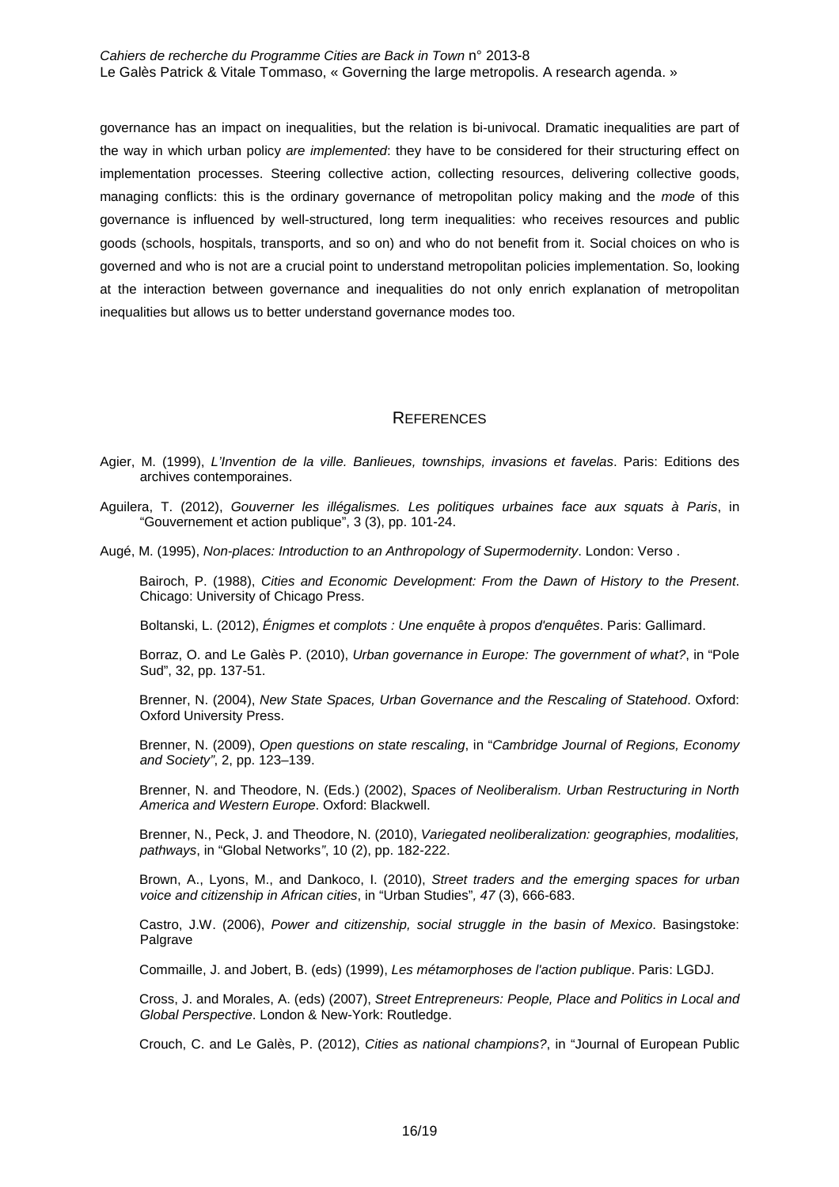governance has an impact on inequalities, but the relation is bi-univocal. Dramatic inequalities are part of the way in which urban policy *are implemented*: they have to be considered for their structuring effect on implementation processes. Steering collective action, collecting resources, delivering collective goods, managing conflicts: this is the ordinary governance of metropolitan policy making and the *mode* of this governance is influenced by well-structured, long term inequalities: who receives resources and public goods (schools, hospitals, transports, and so on) and who do not benefit from it. Social choices on who is governed and who is not are a crucial point to understand metropolitan policies implementation. So, looking at the interaction between governance and inequalities do not only enrich explanation of metropolitan inequalities but allows us to better understand governance modes too.

## REFERENCES

Agier, M. (1999), *L'Invention de la ville. Banlieues, townships, invasions et favelas*. Paris: Editions des archives contemporaines.

Aguilera, T. (2012), *Gouverner les illégalismes. Les politiques urbaines face aux squats à Paris*, in "Gouvernement et action publique", 3 (3), pp. 101-24.

Augé, M. (1995), *Non-places: Introduction to an Anthropology of Supermodernity*. London: Verso .

Bairoch, P. (1988), *Cities and Economic Development: From the Dawn of History to the Present*. Chicago: University of Chicago Press.

Boltanski, L. (2012), *Énigmes et complots : Une enquête à propos d'enquêtes*. Paris: Gallimard.

Borraz, O. and Le Galès P. (2010), *Urban governance in Europe: The government of what?*, in "Pole Sud", 32, pp. 137-51.

Brenner, N. (2004), *New State Spaces, Urban Governance and the Rescaling of Statehood*. Oxford: Oxford University Press.

Brenner, N. (2009), *Open questions on state rescaling*, in "*Cambridge Journal of Regions, Economy and Society"*, 2, pp. 123–139.

Brenner, N. and Theodore, N. (Eds.) (2002), *Spaces of Neoliberalism. Urban Restructuring in North America and Western Europe*. Oxford: Blackwell.

Brenner, N., Peck, J. and Theodore, N. (2010), *Variegated neoliberalization: geographies, modalities, pathways*, in "Global Networks*"*, 10 (2), pp. 182-222.

Brown, A., Lyons, M., and Dankoco, I. (2010), *Street traders and the emerging spaces for urban voice and citizenship in African cities*, in "Urban Studies"*, 47* (3), 666-683.

Castro, J.W. (2006), *Power and citizenship, social struggle in the basin of Mexico*. Basingstoke: Palgrave

Commaille, J. and Jobert, B. (eds) (1999), *Les métamorphoses de l'action publique*. Paris: LGDJ.

Cross, J. and Morales, A. (eds) (2007), *Street Entrepreneurs: People, Place and Politics in Local and Global Perspective*. London & New-York: Routledge.

Crouch, C. and Le Galès, P. (2012), *Cities as national champions?*, in "Journal of European Public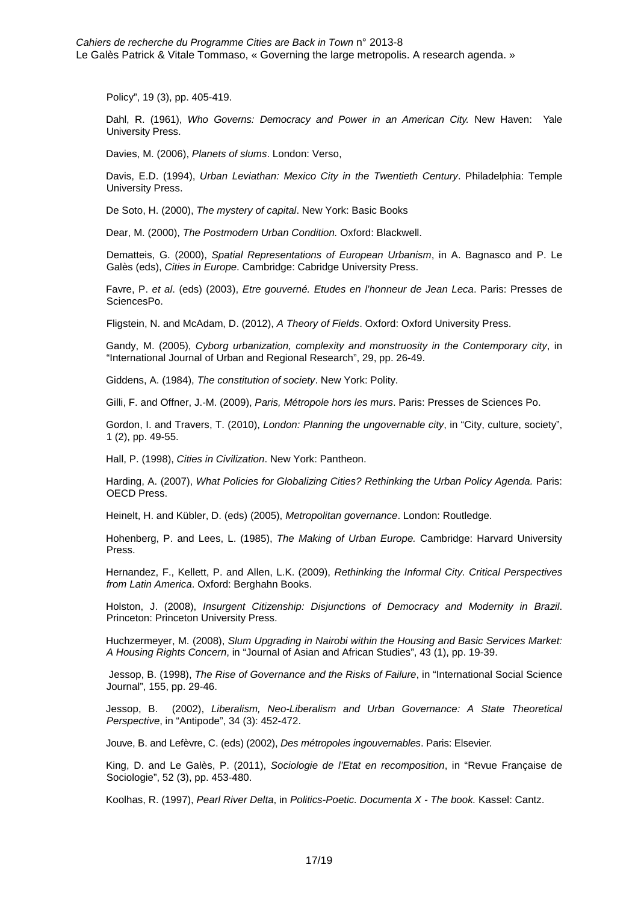Policy", 19 (3), pp. 405-419.

Dahl, R. (1961), *Who Governs: Democracy and Power in an American City.* New Haven: Yale University Press.

Davies, M. (2006), *Planets of slums*. London: Verso,

Davis, E.D. (1994), *Urban Leviathan: Mexico City in the Twentieth Century*. Philadelphia: Temple University Press.

De Soto, H. (2000), *The mystery of capital*. New York: Basic Books

Dear, M. (2000), *The Postmodern Urban Condition.* Oxford: Blackwell.

Dematteis, G. (2000), *Spatial Representations of European Urbanism*, in A. Bagnasco and P. Le Galès (eds), *Cities in Europe*. Cambridge: Cabridge University Press.

Favre, P. *et al*. (eds) (2003), *Etre gouverné. Etudes en l'honneur de Jean Leca*. Paris: Presses de SciencesPo.

Fligstein, N. and McAdam, D. (2012), *A Theory of Fields*. Oxford: Oxford University Press.

Gandy, M. (2005), *Cyborg urbanization, complexity and monstruosity in the Contemporary city*, in "International Journal of Urban and Regional Research", 29, pp. 26-49.

Giddens, A. (1984), *The constitution of society*. New York: Polity.

Gilli, F. and Offner, J.-M. (2009), *Paris, Métropole hors les murs*. Paris: Presses de Sciences Po.

Gordon, I. and Travers, T. (2010), *London: Planning the ungovernable city*, in "City, culture, society", 1 (2), pp. 49-55.

Hall, P. (1998), *Cities in Civilization*. New York: Pantheon.

Harding, A. (2007), *What Policies for Globalizing Cities? Rethinking the Urban Policy Agenda.* Paris: OECD Press.

Heinelt, H. and Kübler, D. (eds) (2005), *Metropolitan governance*. London: Routledge.

Hohenberg, P. and Lees, L. (1985), *The Making of Urban Europe.* Cambridge: Harvard University Press.

Hernandez, F., Kellett, P. and Allen, L.K. (2009), *Rethinking the Informal City. Critical Perspectives from Latin America*. Oxford: Berghahn Books.

Holston, J. (2008), *Insurgent Citizenship: Disjunctions of Democracy and Modernity in Brazil*. Princeton: Princeton University Press.

Huchzermeyer, M. (2008), *Slum Upgrading in Nairobi within the Housing and Basic Services Market: A Housing Rights Concern*, in "Journal of Asian and African Studies", 43 (1), pp. 19-39.

Jessop, B. (1998), *The Rise of Governance and the Risks of Failure*, in "International Social Science Journal", 155, pp. 29-46.

Jessop, B. (2002), *Liberalism, Neo-Liberalism and Urban Governance: A State Theoretical Perspective*, in "Antipode", 34 (3): 452-472.

Jouve, B. and Lefèvre, C. (eds) (2002), *Des métropoles ingouvernables*. Paris: Elsevier.

King, D. and Le Galès, P. (2011), *Sociologie de l'Etat en recomposition*, in "Revue Française de Sociologie", 52 (3), pp. 453-480.

Koolhas, R. (1997), *Pearl River Delta*, in *Politics-Poetic. Documenta X - The book.* Kassel: Cantz.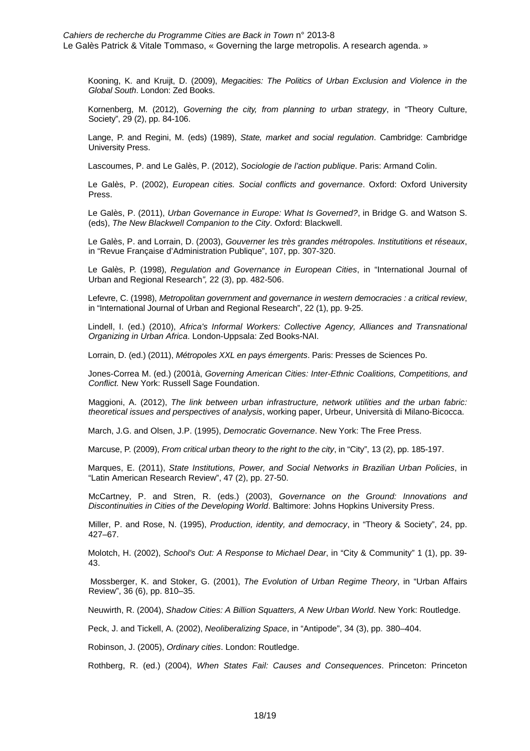Kooning, K. and Kruijt, D. (2009), *Megacities: The Politics of Urban Exclusion and Violence in the Global South*. London: Zed Books.

Kornenberg, M. (2012), *Governing the city, from planning to urban strategy*, in “Theory Culture, Society”, 29 (2), pp. 84-106.

Lange, P. and Regini, M. (eds) (1989), *State, market and social regulation*. Cambridge: Cambridge University Press.

Lascoumes, P. and Le Galès, P. (2012), *Sociologie de l’action publique*. Paris: Armand Colin.

Le Galès, P. (2002), *European cities. Social conflicts and governance*. Oxford: Oxford University Press.

Le Galès, P. (2011), *Urban Governance in Europe: What Is Governed?*, in Bridge G. and Watson S. (eds), *The New Blackwell Companion to the City*. Oxford: Blackwell.

Le Galès, P. and Lorrain, D. (2003), *Gouverner les très grandes métropoles. Institutitions et réseaux*, in “Revue Française d’Administration Publique”, 107, pp. 307-320.

Le Galès, P. (1998), *Regulation and Governance in European Cities*, in “International Journal of Urban and Regional Research”, 22 (3), pp. 482-506.

Lefevre, C. (1998), *Metropolitan government and governance in western democracies : a critical review*, in “International Journal of Urban and Regional Research”, 22 (1), pp. 9-25.

Lindell, I. (ed.) (2010), *Africa's Informal Workers: Collective Agency, Alliances and Transnational Organizing in Urban Africa*. London-Uppsala: Zed Books-NAI.

Lorrain, D. (ed.) (2011), *Métropoles XXL en pays émergents*. Paris: Presses de Sciences Po.

Jones-Correa M. (ed.) (2001à, *Governing American Cities: Inter-Ethnic Coalitions, Competitions, and Conflict.* New York: Russell Sage Foundation.

Maggioni, A. (2012), *The link between urban infrastructure, network utilities and the urban fabric: theoretical issues and perspectives of analysis*, working paper, Urbeur, Università di Milano-Bicocca.

March, J.G. and Olsen, J.P. (1995), *Democratic Governance*. New York: The Free Press.

Marcuse, P. (2009), *From critical urban theory to the right to the city*, in “City”, 13 (2), pp. 185-197.

Marques, E. (2011), *State Institutions, Power, and Social Networks in Brazilian Urban Policies*, in “Latin American Research Review”, 47 (2), pp. 27-50.

McCartney, P. and Stren, R. (eds.) (2003), *Governance on the Ground: Innovations and Discontinuities in Cities of the Developing World*. Baltimore: Johns Hopkins University Press.

Miller, P. and Rose, N. (1995), *Production, identity, and democracy*, in “Theory & Society”, 24, pp. 427–67.

Molotch, H. (2002), *School's Out: A Response to Michael Dear*, in “City & Community” 1 (1), pp. 39-43.

Mossberger, K. and Stoker, G. (2001), *The Evolution of Urban Regime Theory*, in “Urban Affairs Review”, 36 (6), pp. 810–35.

Neuwirth, R. (2004), *Shadow Cities: A Billion Squatters, A New Urban World*. New York: Routledge.

Peck, J. and Tickell, A. (2002), *Neoliberalizing Space*, in “Antipode”, 34 (3), pp. 380–404.

Robinson, J. (2005), *Ordinary cities*. London: Routledge.

Rothberg, R. (ed.) (2004), *When States Fail: Causes and Consequences*. Princeton: Princeton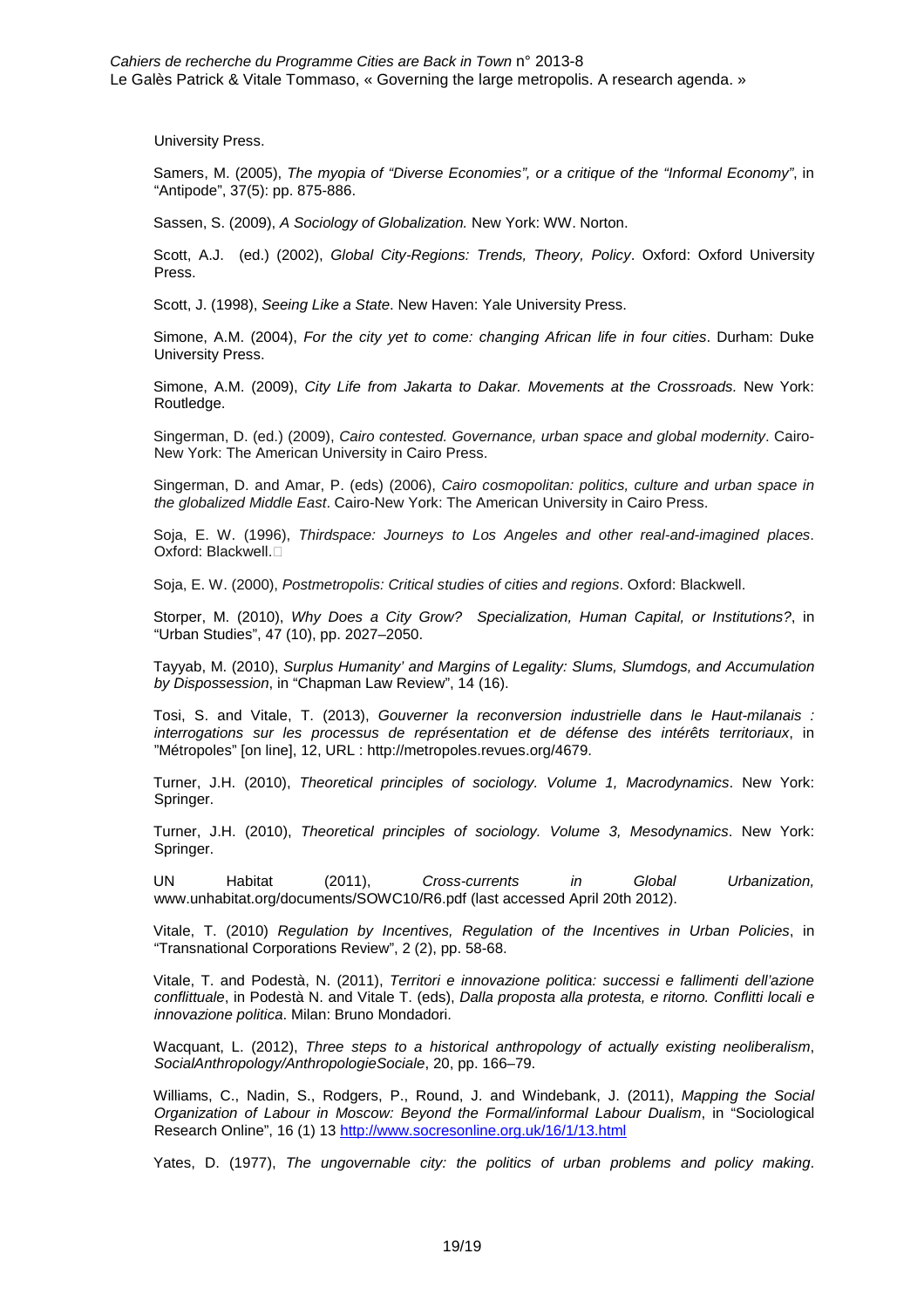University Press.

Samers, M. (2005), *The myopia of "Diverse Economies", or a critique of the "Informal Economy"*, in "Antipode", 37(5): pp. 875-886.

Sassen, S. (2009), *A Sociology of Globalization.* New York: WW. Norton.

Scott, A.J. (ed.) (2002), *Global City-Regions: Trends, Theory, Policy*. Oxford: Oxford University Press.

Scott, J. (1998), *Seeing Like a State*. New Haven: Yale University Press.

Simone, A.M. (2004), *For the city yet to come: changing African life in four cities*. Durham: Duke University Press.

Simone, A.M. (2009), *City Life from Jakarta to Dakar. Movements at the Crossroads.* New York: Routledge.

Singerman, D. (ed.) (2009), *Cairo contested. Governance, urban space and global modernity*. Cairo-New York: The American University in Cairo Press.

Singerman, D. and Amar, P. (eds) (2006), *Cairo cosmopolitan: politics, culture and urban space in the globalized Middle East*. Cairo-New York: The American University in Cairo Press.

Soja, E. W. (1996), *Thirdspace: Journeys to Los Angeles and other real-and-imagined places*. Oxford: Blackwell.

Soja, E. W. (2000), *Postmetropolis: Critical studies of cities and regions*. Oxford: Blackwell.

Storper, M. (2010), *Why Does a City Grow? Specialization, Human Capital, or Institutions?*, in "Urban Studies", 47 (10), pp. 2027–2050.

Tayyab, M. (2010), *Surplus Humanity' and Margins of Legality: Slums, Slumdogs, and Accumulation by Dispossession*, in "Chapman Law Review", 14 (16).

Tosi, S. and Vitale, T. (2013), *Gouverner la reconversion industrielle dans le Haut-milanais : interrogations sur les processus de représentation et de défense des intérêts territoriaux*, in "Métropoles" [on line], 12, URL : http://metropoles.revues.org/4679.

Turner, J.H. (2010), *Theoretical principles of sociology. Volume 1, Macrodynamics*. New York: Springer.

Turner, J.H. (2010), *Theoretical principles of sociology. Volume 3, Mesodynamics*. New York: Springer.

UN Habitat (2011), *Cross-currents in Global Urbanization,* www.unhabitat.org/documents/SOWC10/R6.pdf (last accessed April 20th 2012).

Vitale, T. (2010) *Regulation by Incentives, Regulation of the Incentives in Urban Policies*, in "Transnational Corporations Review", 2 (2), pp. 58-68.

Vitale, T. and Podestà, N. (2011), *Territori e innovazione politica: successi e fallimenti dell'azione conflittuale*, in Podestà N. and Vitale T. (eds), *Dalla proposta alla protesta, e ritorno. Conflitti locali e innovazione politica*. Milan: Bruno Mondadori.

Wacquant, L. (2012), *Three steps to a historical anthropology of actually existing neoliberalism*, *SocialAnthropology/AnthropologieSociale*, 20, pp. 166–79.

Williams, C., Nadin, S., Rodgers, P., Round, J. and Windebank, J. (2011), *Mapping the Social Organization of Labour in Moscow: Beyond the Formal/informal Labour Dualism*, in "Sociological Research Online", 16 (1) 13 http://www.socresonline.org.uk/16/1/13.html

Yates, D. (1977), *The ungovernable city: the politics of urban problems and policy making*.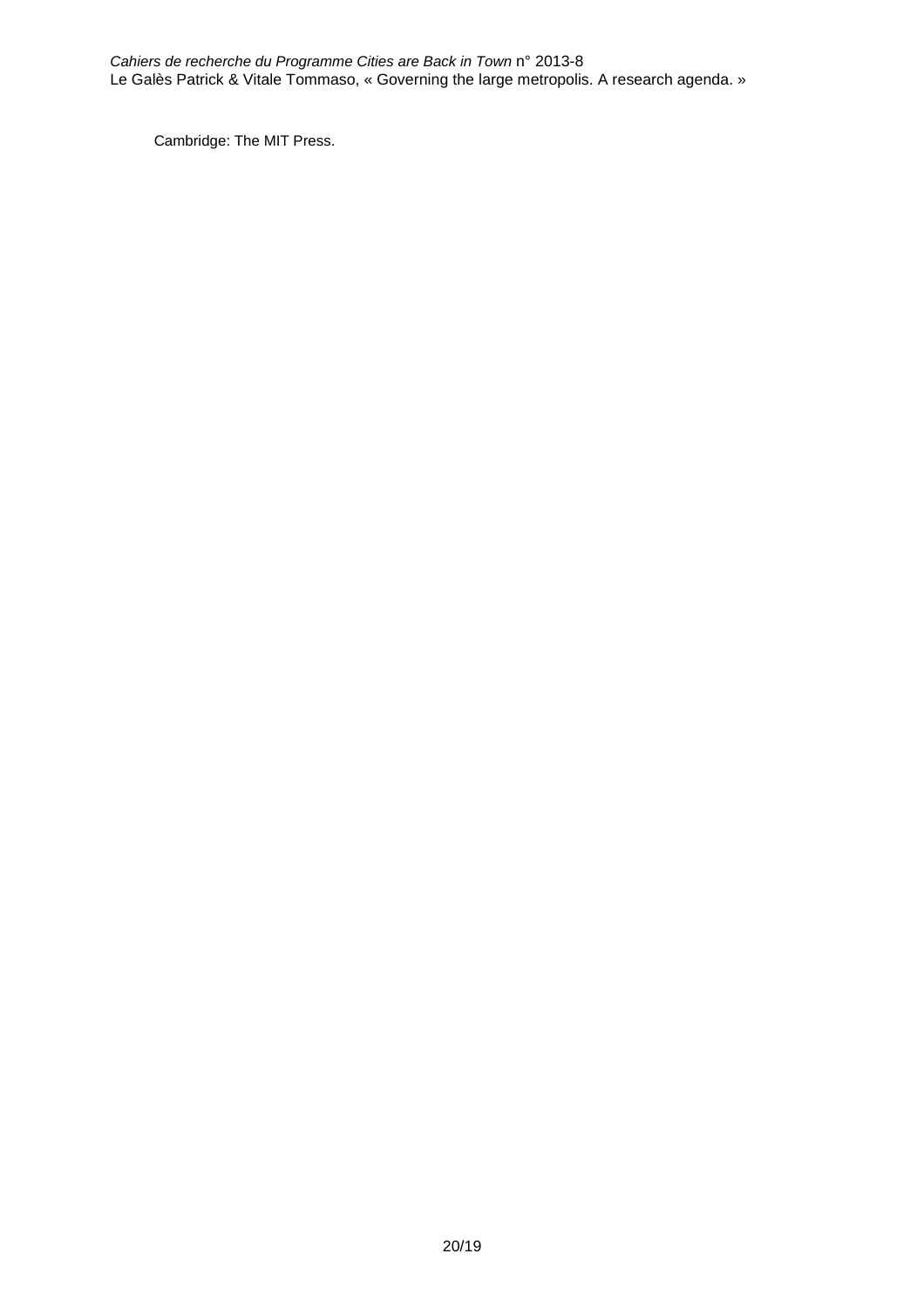Cambridge: The MIT Press.